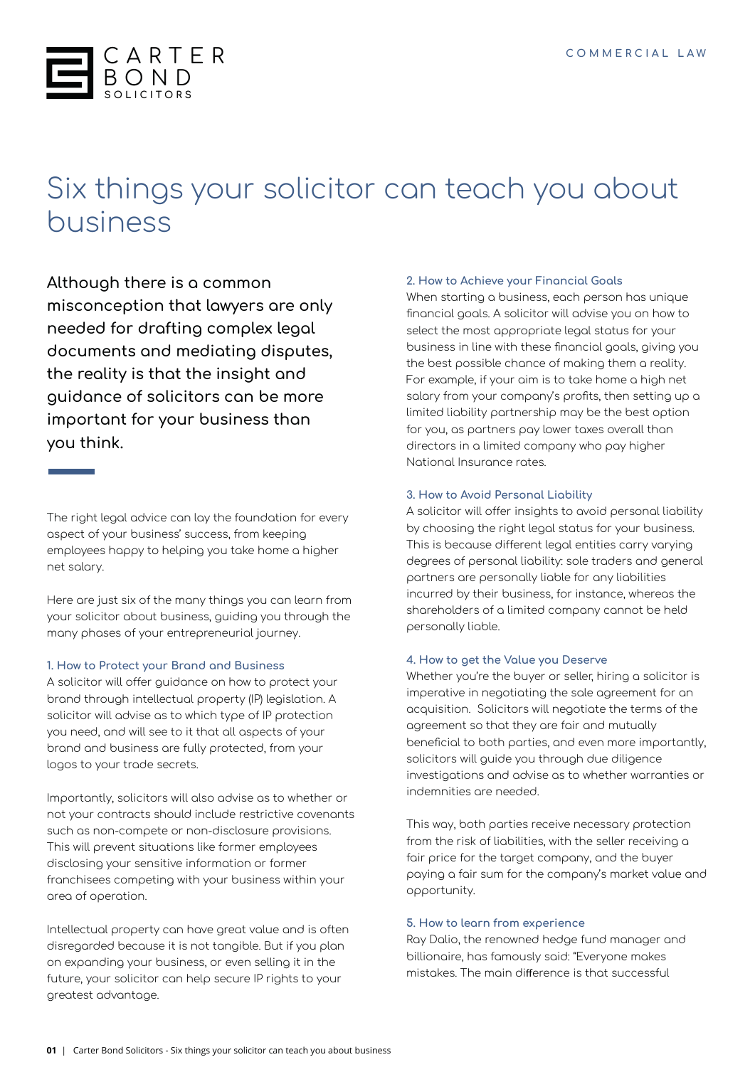# Six things your solicitor can teach you about business

**Although there is a common misconception that lawyers are only needed for drafting complex legal documents and mediating disputes, the reality is that the insight and guidance of solicitors can be more important for your business than you think.**

The right legal advice can lay the foundation for every aspect of your business' success, from keeping employees happy to helping you take home a higher net salary.

Here are just six of the many things you can learn from your solicitor about business, guiding you through the many phases of your entrepreneurial journey.

### 1. How to Protect your Brand and Business

A solicitor will offer guidance on how to protect your brand through intellectual property (IP) legislation. A solicitor will advise as to which type of IP protection you need, and will see to it that all aspects of your brand and business are fully protected, from your logos to your trade secrets.

Importantly, solicitors will also advise as to whether or not your contracts should include restrictive covenants such as non-compete or non-disclosure provisions. This will prevent situations like former employees disclosing your sensitive information or former franchisees competing with your business within your area of operation.

Intellectual property can have great value and is often disregarded because it is not tangible. But if you plan on expanding your business, or even selling it in the future, your solicitor can help secure IP rights to your greatest advantage.

### 2. How to Achieve your Financial Goals

When starting a business, each person has unique financial goals. A solicitor will advise you on how to select the most appropriate legal status for your business in line with these financial goals, giving you the best possible chance of making them a reality. For example, if your aim is to take home a high net salary from your company's profits, then setting up a limited liability partnership may be the best option for you, as partners pay lower taxes overall than directors in a limited company who pay higher National Insurance rates.

### 3. How to Avoid Personal Liability

A solicitor will offer insights to avoid personal liability by choosing the right legal status for your business. This is because different legal entities carry varying degrees of personal liability: sole traders and general partners are personally liable for any liabilities incurred by their business, for instance, whereas the shareholders of a limited company cannot be held personally liable.

### 4. How to get the Value you Deserve

Whether you're the buyer or seller, hiring a solicitor is imperative in negotiating the sale agreement for an acquisition. Solicitors will negotiate the terms of the agreement so that they are fair and mutually beneficial to both parties, and even more importantly, solicitors will guide you through due diligence investigations and advise as to whether warranties or indemnities are needed.

This way, both parties receive necessary protection from the risk of liabilities, with the seller receiving a fair price for the target company, and the buyer paying a fair sum for the company's market value and opportunity.

### 5. How to learn from experience

Ray Dalio, the renowned hedge fund manager and billionaire, has famously said: "Everyone makes mistakes. The main difference is that successful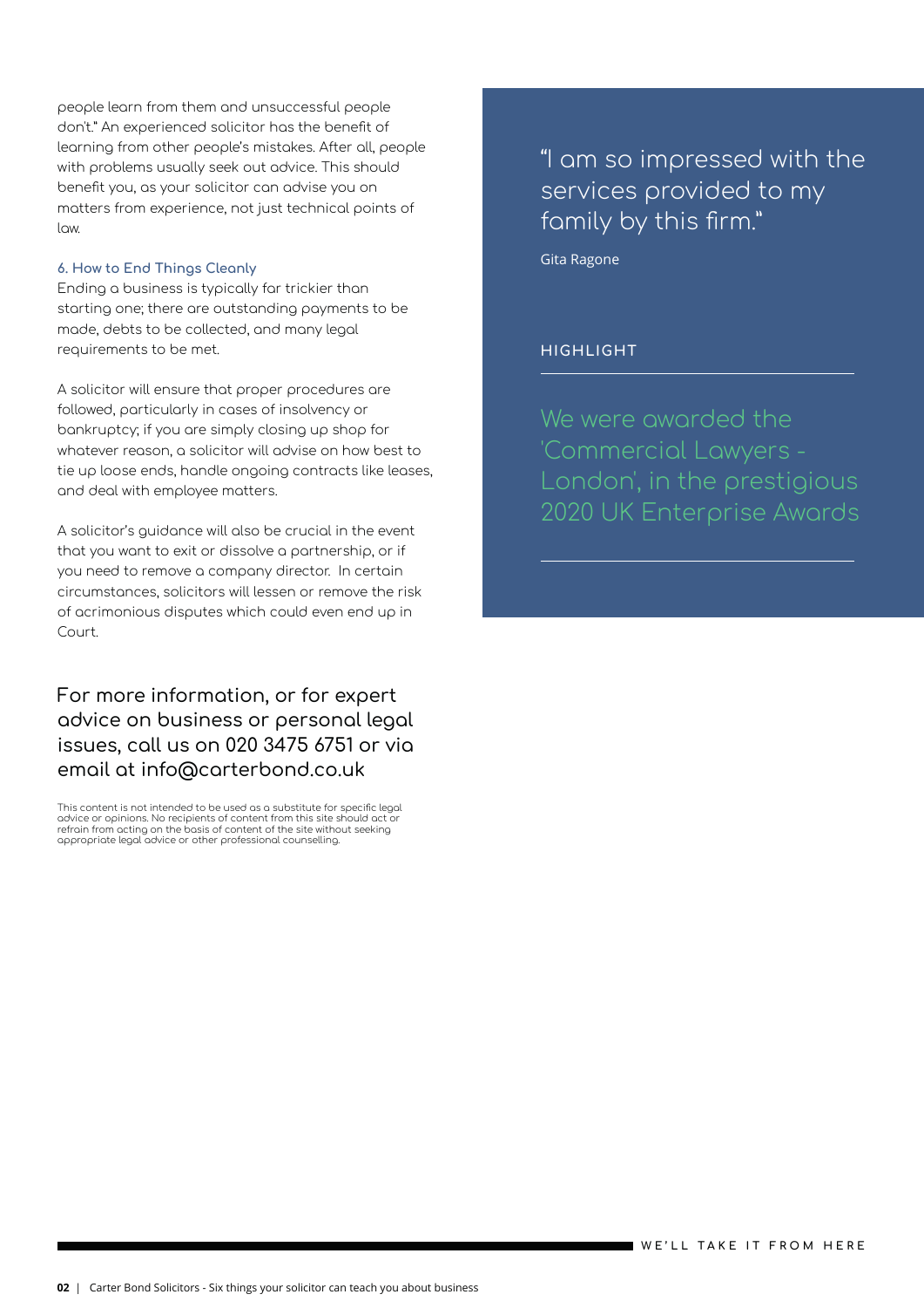people learn from them and unsuccessful people don't." An experienced solicitor has the benefit of learning from other people's mistakes. After all, people with problems usually seek out advice. This should benefit you, as your solicitor can advise you on matters from experience, not just technical points of law.

### 6. How to End Things Cleanly

Ending a business is typically far trickier than starting one; there are outstanding payments to be made, debts to be collected, and many legal requirements to be met.

A solicitor will ensure that proper procedures are followed, particularly in cases of insolvency or bankruptcy; if you are simply closing up shop for whatever reason, a solicitor will advise on how best to tie up loose ends, handle ongoing contracts like leases, and deal with employee matters.

A solicitor's guidance will also be crucial in the event that you want to exit or dissolve a partnership, or if you need to remove a company director. In certain circumstances, solicitors will lessen or remove the risk of acrimonious disputes which could even end up in Court.

For more information, or for expert advice on business or personal legal issues, call us on 020 3475 6751 or via email at info@carterbond.co.uk

This content is not intended to be used as a substitute for specific legal advice or opinions. No recipients of content from this site should act or refrain from acting on the basis of content of the site without seeking appropriate legal advice or other professional counselling.

> "I am so impressed with the services provided to my family by this firm."
>
> Gita Ragone

**HIGHLIGHT**

We were awarded the 'Commercial Lawyers - London', in the prestigious 2020 UK Enterprise Awards

WE'LL TAKE IT FROM HERE